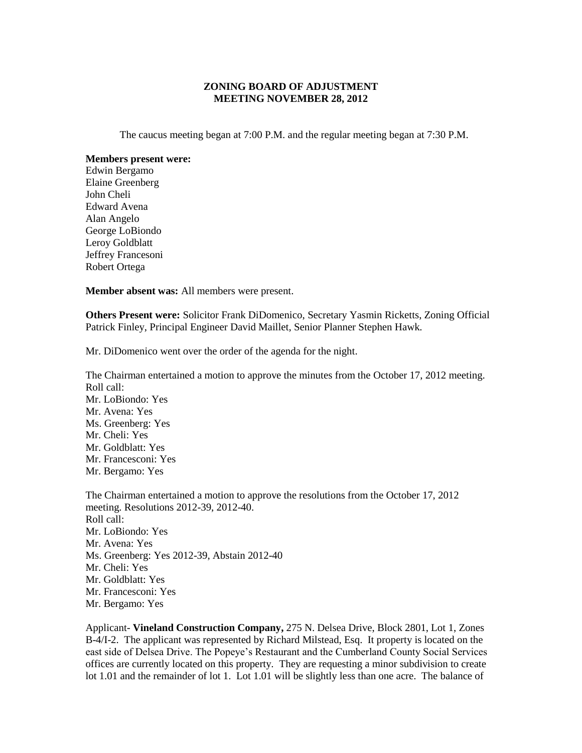# ZONING BOARD OF ADJUSTMENT
# MEETING NOVEMBER 28, 2012

The caucus meeting began at 7:00 P.M. and the regular meeting began at 7:30 P.M.

**Members present were:**
Edwin Bergamo
Elaine Greenberg
John Cheli
Edward Avena
Alan Angelo
George LoBiondo
Leroy Goldblatt
Jeffrey Francesoni
Robert Ortega

**Member absent was:** All members were present.

**Others Present were:** Solicitor Frank DiDomenico, Secretary Yasmin Ricketts, Zoning Official Patrick Finley, Principal Engineer David Maillet, Senior Planner Stephen Hawk.

Mr. DiDomenico went over the order of the agenda for the night.

The Chairman entertained a motion to approve the minutes from the October 17, 2012 meeting.
Roll call:
Mr. LoBiondo: Yes
Mr. Avena: Yes
Ms. Greenberg: Yes
Mr. Cheli: Yes
Mr. Goldblatt: Yes
Mr. Francesconi: Yes
Mr. Bergamo: Yes

The Chairman entertained a motion to approve the resolutions from the October 17, 2012 meeting. Resolutions 2012-39, 2012-40.
Roll call:
Mr. LoBiondo: Yes
Mr. Avena: Yes
Ms. Greenberg: Yes 2012-39, Abstain 2012-40
Mr. Cheli: Yes
Mr. Goldblatt: Yes
Mr. Francesconi: Yes
Mr. Bergamo: Yes

Applicant- **Vineland Construction Company,** 275 N. Delsea Drive, Block 2801, Lot 1, Zones B-4/I-2. The applicant was represented by Richard Milstead, Esq. It property is located on the east side of Delsea Drive. The Popeye's Restaurant and the Cumberland County Social Services offices are currently located on this property. They are requesting a minor subdivision to create lot 1.01 and the remainder of lot 1. Lot 1.01 will be slightly less than one acre. The balance of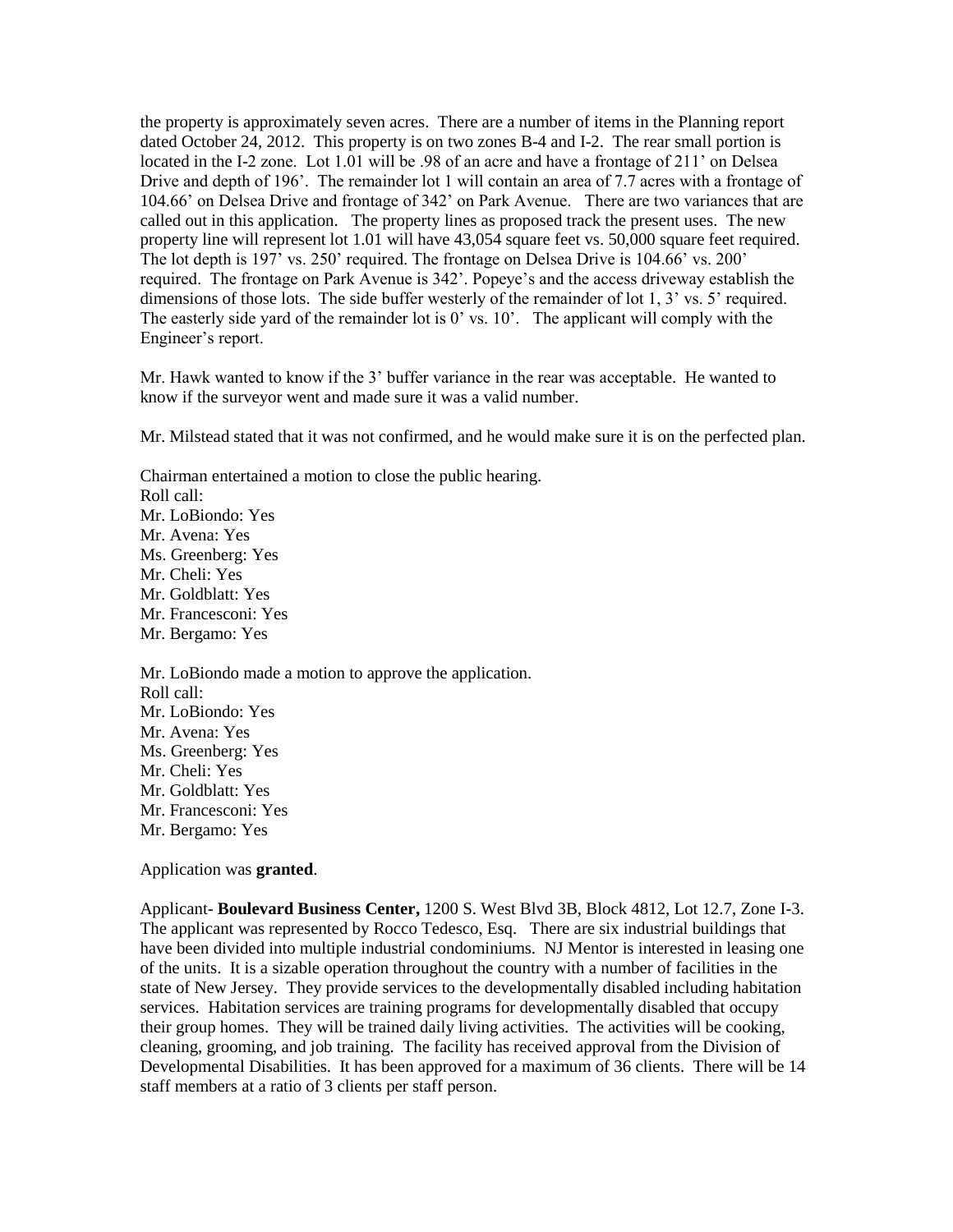the property is approximately seven acres. There are a number of items in the Planning report dated October 24, 2012. This property is on two zones B-4 and I-2. The rear small portion is located in the I-2 zone. Lot 1.01 will be .98 of an acre and have a frontage of 211' on Delsea Drive and depth of 196'. The remainder lot 1 will contain an area of 7.7 acres with a frontage of 104.66' on Delsea Drive and frontage of 342' on Park Avenue. There are two variances that are called out in this application. The property lines as proposed track the present uses. The new property line will represent lot 1.01 will have 43,054 square feet vs. 50,000 square feet required. The lot depth is 197' vs. 250' required. The frontage on Delsea Drive is 104.66' vs. 200' required. The frontage on Park Avenue is 342'. Popeye's and the access driveway establish the dimensions of those lots. The side buffer westerly of the remainder of lot 1, 3' vs. 5' required. The easterly side yard of the remainder lot is 0' vs. 10'. The applicant will comply with the Engineer's report.

Mr. Hawk wanted to know if the 3' buffer variance in the rear was acceptable. He wanted to know if the surveyor went and made sure it was a valid number.

Mr. Milstead stated that it was not confirmed, and he would make sure it is on the perfected plan.

Chairman entertained a motion to close the public hearing.
Roll call:
Mr. LoBiondo: Yes
Mr. Avena: Yes
Ms. Greenberg: Yes
Mr. Cheli: Yes
Mr. Goldblatt: Yes
Mr. Francesconi: Yes
Mr. Bergamo: Yes

Mr. LoBiondo made a motion to approve the application.
Roll call:
Mr. LoBiondo: Yes
Mr. Avena: Yes
Ms. Greenberg: Yes
Mr. Cheli: Yes
Mr. Goldblatt: Yes
Mr. Francesconi: Yes
Mr. Bergamo: Yes

Application was **granted**.

Applicant- **Boulevard Business Center,** 1200 S. West Blvd 3B, Block 4812, Lot 12.7, Zone I-3. The applicant was represented by Rocco Tedesco, Esq. There are six industrial buildings that have been divided into multiple industrial condominiums. NJ Mentor is interested in leasing one of the units. It is a sizable operation throughout the country with a number of facilities in the state of New Jersey. They provide services to the developmentally disabled including habitation services. Habitation services are training programs for developmentally disabled that occupy their group homes. They will be trained daily living activities. The activities will be cooking, cleaning, grooming, and job training. The facility has received approval from the Division of Developmental Disabilities. It has been approved for a maximum of 36 clients. There will be 14 staff members at a ratio of 3 clients per staff person.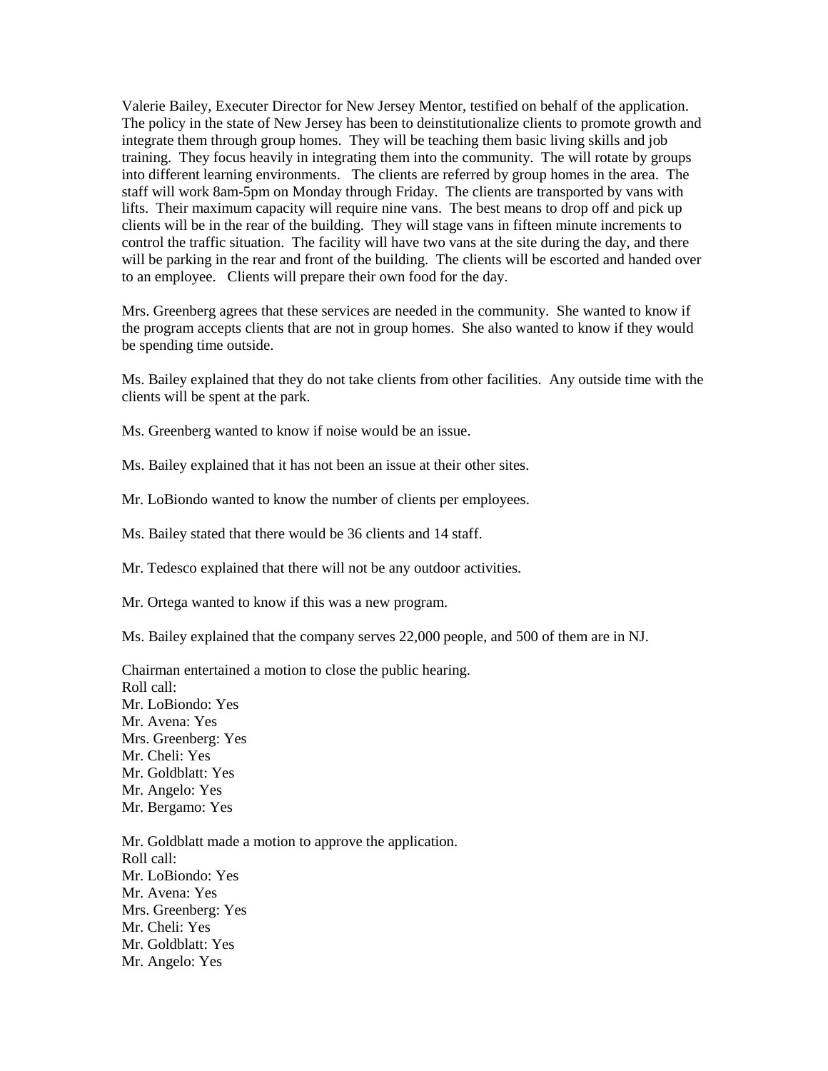Valerie Bailey, Executer Director for New Jersey Mentor, testified on behalf of the application. The policy in the state of New Jersey has been to deinstitutionalize clients to promote growth and integrate them through group homes. They will be teaching them basic living skills and job training. They focus heavily in integrating them into the community. The will rotate by groups into different learning environments. The clients are referred by group homes in the area. The staff will work 8am-5pm on Monday through Friday. The clients are transported by vans with lifts. Their maximum capacity will require nine vans. The best means to drop off and pick up clients will be in the rear of the building. They will stage vans in fifteen minute increments to control the traffic situation. The facility will have two vans at the site during the day, and there will be parking in the rear and front of the building. The clients will be escorted and handed over to an employee. Clients will prepare their own food for the day.

Mrs. Greenberg agrees that these services are needed in the community. She wanted to know if the program accepts clients that are not in group homes. She also wanted to know if they would be spending time outside.

Ms. Bailey explained that they do not take clients from other facilities. Any outside time with the clients will be spent at the park.

Ms. Greenberg wanted to know if noise would be an issue.

Ms. Bailey explained that it has not been an issue at their other sites.

Mr. LoBiondo wanted to know the number of clients per employees.

Ms. Bailey stated that there would be 36 clients and 14 staff.

Mr. Tedesco explained that there will not be any outdoor activities.

Mr. Ortega wanted to know if this was a new program.

Ms. Bailey explained that the company serves 22,000 people, and 500 of them are in NJ.

Chairman entertained a motion to close the public hearing.
Roll call:
Mr. LoBiondo: Yes
Mr. Avena: Yes
Mrs. Greenberg: Yes
Mr. Cheli: Yes
Mr. Goldblatt: Yes
Mr. Angelo: Yes
Mr. Bergamo: Yes

Mr. Goldblatt made a motion to approve the application.
Roll call:
Mr. LoBiondo: Yes
Mr. Avena: Yes
Mrs. Greenberg: Yes
Mr. Cheli: Yes
Mr. Goldblatt: Yes
Mr. Angelo: Yes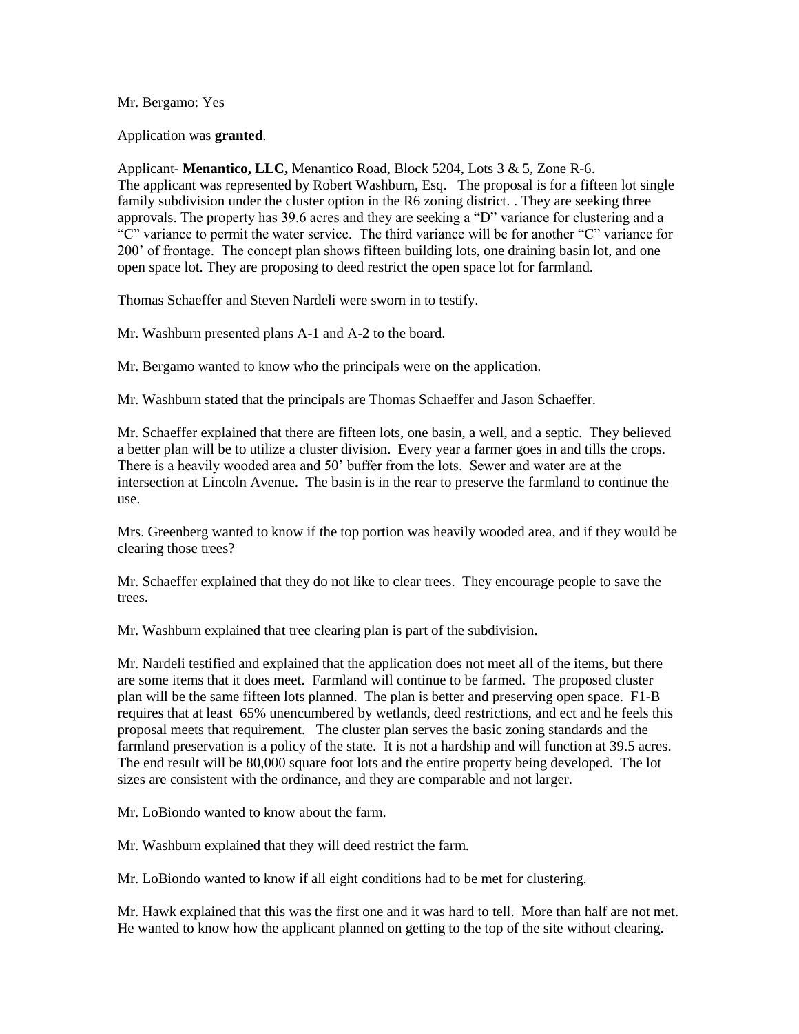Mr. Bergamo: Yes

Application was **granted**.

Applicant- **Menantico, LLC,** Menantico Road, Block 5204, Lots 3 & 5, Zone R-6.
The applicant was represented by Robert Washburn, Esq. The proposal is for a fifteen lot single family subdivision under the cluster option in the R6 zoning district. . They are seeking three approvals. The property has 39.6 acres and they are seeking a "D" variance for clustering and a "C" variance to permit the water service. The third variance will be for another "C" variance for 200' of frontage. The concept plan shows fifteen building lots, one draining basin lot, and one open space lot. They are proposing to deed restrict the open space lot for farmland.

Thomas Schaeffer and Steven Nardeli were sworn in to testify.

Mr. Washburn presented plans A-1 and A-2 to the board.

Mr. Bergamo wanted to know who the principals were on the application.

Mr. Washburn stated that the principals are Thomas Schaeffer and Jason Schaeffer.

Mr. Schaeffer explained that there are fifteen lots, one basin, a well, and a septic. They believed a better plan will be to utilize a cluster division. Every year a farmer goes in and tills the crops. There is a heavily wooded area and 50' buffer from the lots. Sewer and water are at the intersection at Lincoln Avenue. The basin is in the rear to preserve the farmland to continue the use.

Mrs. Greenberg wanted to know if the top portion was heavily wooded area, and if they would be clearing those trees?

Mr. Schaeffer explained that they do not like to clear trees. They encourage people to save the trees.

Mr. Washburn explained that tree clearing plan is part of the subdivision.

Mr. Nardeli testified and explained that the application does not meet all of the items, but there are some items that it does meet. Farmland will continue to be farmed. The proposed cluster plan will be the same fifteen lots planned. The plan is better and preserving open space. F1-B requires that at least 65% unencumbered by wetlands, deed restrictions, and ect and he feels this proposal meets that requirement. The cluster plan serves the basic zoning standards and the farmland preservation is a policy of the state. It is not a hardship and will function at 39.5 acres. The end result will be 80,000 square foot lots and the entire property being developed. The lot sizes are consistent with the ordinance, and they are comparable and not larger.

Mr. LoBiondo wanted to know about the farm.

Mr. Washburn explained that they will deed restrict the farm.

Mr. LoBiondo wanted to know if all eight conditions had to be met for clustering.

Mr. Hawk explained that this was the first one and it was hard to tell. More than half are not met. He wanted to know how the applicant planned on getting to the top of the site without clearing.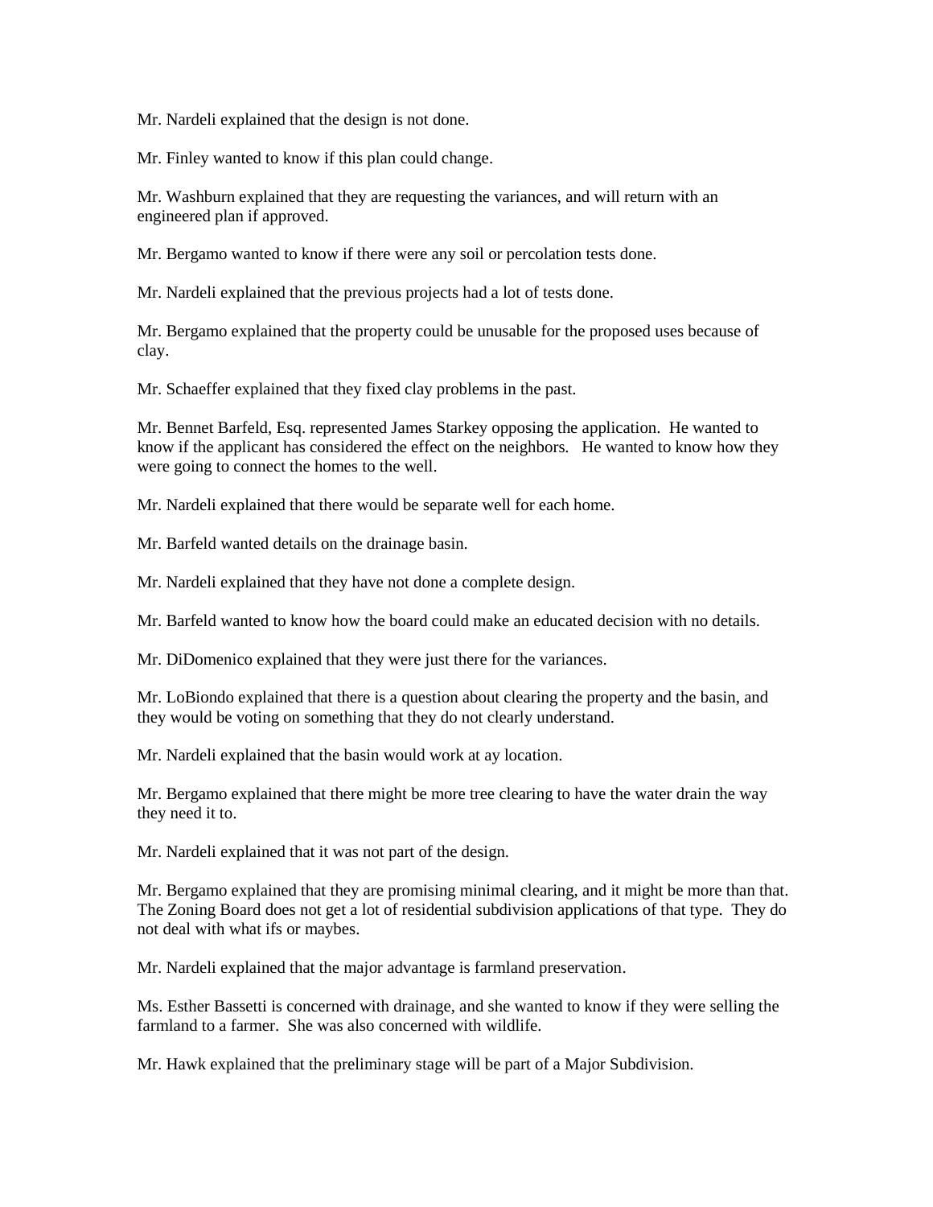Mr. Nardeli explained that the design is not done.

Mr. Finley wanted to know if this plan could change.

Mr. Washburn explained that they are requesting the variances, and will return with an engineered plan if approved.

Mr. Bergamo wanted to know if there were any soil or percolation tests done.

Mr. Nardeli explained that the previous projects had a lot of tests done.

Mr. Bergamo explained that the property could be unusable for the proposed uses because of clay.

Mr. Schaeffer explained that they fixed clay problems in the past.

Mr. Bennet Barfeld, Esq. represented James Starkey opposing the application. He wanted to know if the applicant has considered the effect on the neighbors. He wanted to know how they were going to connect the homes to the well.

Mr. Nardeli explained that there would be separate well for each home.

Mr. Barfeld wanted details on the drainage basin.

Mr. Nardeli explained that they have not done a complete design.

Mr. Barfeld wanted to know how the board could make an educated decision with no details.

Mr. DiDomenico explained that they were just there for the variances.

Mr. LoBiondo explained that there is a question about clearing the property and the basin, and they would be voting on something that they do not clearly understand.

Mr. Nardeli explained that the basin would work at ay location.

Mr. Bergamo explained that there might be more tree clearing to have the water drain the way they need it to.

Mr. Nardeli explained that it was not part of the design.

Mr. Bergamo explained that they are promising minimal clearing, and it might be more than that. The Zoning Board does not get a lot of residential subdivision applications of that type. They do not deal with what ifs or maybes.

Mr. Nardeli explained that the major advantage is farmland preservation.

Ms. Esther Bassetti is concerned with drainage, and she wanted to know if they were selling the farmland to a farmer. She was also concerned with wildlife.

Mr. Hawk explained that the preliminary stage will be part of a Major Subdivision.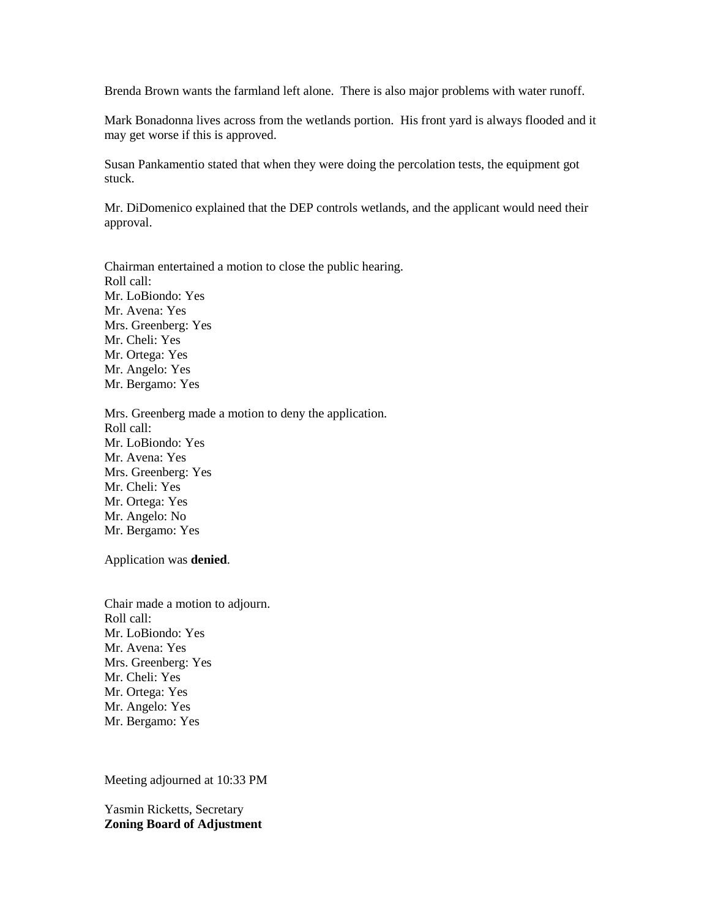Brenda Brown wants the farmland left alone. There is also major problems with water runoff.

Mark Bonadonna lives across from the wetlands portion. His front yard is always flooded and it may get worse if this is approved.

Susan Pankamentio stated that when they were doing the percolation tests, the equipment got stuck.

Mr. DiDomenico explained that the DEP controls wetlands, and the applicant would need their approval.

Chairman entertained a motion to close the public hearing.
Roll call:
Mr. LoBiondo: Yes
Mr. Avena: Yes
Mrs. Greenberg: Yes
Mr. Cheli: Yes
Mr. Ortega: Yes
Mr. Angelo: Yes
Mr. Bergamo: Yes

Mrs. Greenberg made a motion to deny the application.
Roll call:
Mr. LoBiondo: Yes
Mr. Avena: Yes
Mrs. Greenberg: Yes
Mr. Cheli: Yes
Mr. Ortega: Yes
Mr. Angelo: No
Mr. Bergamo: Yes

Application was **denied**.

Chair made a motion to adjourn.
Roll call:
Mr. LoBiondo: Yes
Mr. Avena: Yes
Mrs. Greenberg: Yes
Mr. Cheli: Yes
Mr. Ortega: Yes
Mr. Angelo: Yes
Mr. Bergamo: Yes

Meeting adjourned at 10:33 PM

Yasmin Ricketts, Secretary
**Zoning Board of Adjustment**